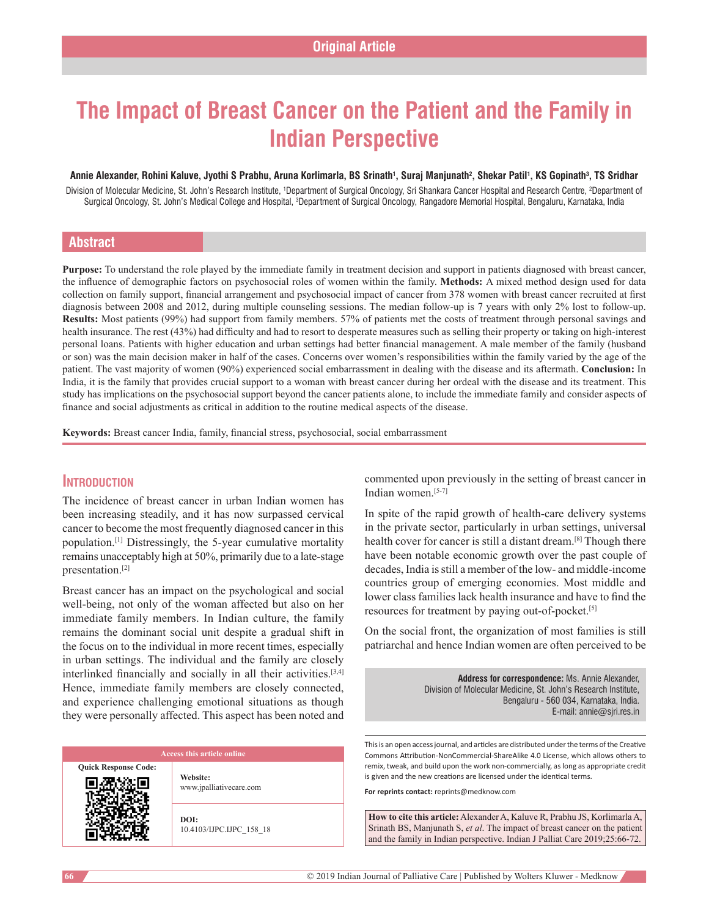Original Article

# The Impact of Breast Cancer on the Patient and the Family in Indian Perspective

**Annie Alexander, Rohini Kaluve, Jyothi S Prabhu, Aruna Korlimarla, BS Srinath[1], Suraj Manjunath[2], Shekar Patil[1], KS Gopinath[3], TS Sridhar**

Division of Molecular Medicine, St. John's Research Institute, [1]Department of Surgical Oncology, Sri Shankara Cancer Hospital and Research Centre, [2]Department of Surgical Oncology, St. John's Medical College and Hospital, [3]Department of Surgical Oncology, Rangadore Memorial Hospital, Bengaluru, Karnataka, India

## Abstract

**Purpose:** To understand the role played by the immediate family in treatment decision and support in patients diagnosed with breast cancer, the influence of demographic factors on psychosocial roles of women within the family. **Methods:** A mixed method design used for data collection on family support, financial arrangement and psychosocial impact of cancer from 378 women with breast cancer recruited at first diagnosis between 2008 and 2012, during multiple counseling sessions. The median follow-up is 7 years with only 2% lost to follow-up. **Results:** Most patients (99%) had support from family members. 57% of patients met the costs of treatment through personal savings and health insurance. The rest (43%) had difficulty and had to resort to desperate measures such as selling their property or taking on high-interest personal loans. Patients with higher education and urban settings had better financial management. A male member of the family (husband or son) was the main decision maker in half of the cases. Concerns over women's responsibilities within the family varied by the age of the patient. The vast majority of women (90%) experienced social embarrassment in dealing with the disease and its aftermath. **Conclusion:** In India, it is the family that provides crucial support to a woman with breast cancer during her ordeal with the disease and its treatment. This study has implications on the psychosocial support beyond the cancer patients alone, to include the immediate family and consider aspects of finance and social adjustments as critical in addition to the routine medical aspects of the disease.

**Keywords:** Breast cancer India, family, financial stress, psychosocial, social embarrassment

## Introduction

The incidence of breast cancer in urban Indian women has been increasing steadily, and it has now surpassed cervical cancer to become the most frequently diagnosed cancer in this population.[1] Distressingly, the 5-year cumulative mortality remains unacceptably high at 50%, primarily due to a late-stage presentation.[2]

Breast cancer has an impact on the psychological and social well-being, not only of the woman affected but also on her immediate family members. In Indian culture, the family remains the dominant social unit despite a gradual shift in the focus on to the individual in more recent times, especially in urban settings. The individual and the family are closely interlinked financially and socially in all their activities.[3,4] Hence, immediate family members are closely connected, and experience challenging emotional situations as though they were personally affected. This aspect has been noted and commented upon previously in the setting of breast cancer in Indian women.[5-7]

In spite of the rapid growth of health-care delivery systems in the private sector, particularly in urban settings, universal health cover for cancer is still a distant dream.[8] Though there have been notable economic growth over the past couple of decades, India is still a member of the low- and middle-income countries group of emerging economies. Most middle and lower class families lack health insurance and have to find the resources for treatment by paying out-of-pocket.[5]

On the social front, the organization of most families is still patriarchal and hence Indian women are often perceived to be

**Address for correspondence:** Ms. Annie Alexander,
Division of Molecular Medicine, St. John's Research Institute,
Bengaluru - 560 034, Karnataka, India.
E-mail: annie@sjri.res.in

| Access this article online | |
|---|---|
| Quick Response Code: | **Website:** www.jpalliativecare.com |
| | **DOI:** 10.4103/IJPC.IJPC_158_18 |

This is an open access journal, and articles are distributed under the terms of the Creative Commons Attribution-NonCommercial-ShareAlike 4.0 License, which allows others to remix, tweak, and build upon the work non-commercially, as long as appropriate credit is given and the new creations are licensed under the identical terms.

**For reprints contact:** reprints@medknow.com

**How to cite this article:** Alexander A, Kaluve R, Prabhu JS, Korlimarla A, Srinath BS, Manjunath S, *et al*. The impact of breast cancer on the patient and the family in Indian perspective. Indian J Palliat Care 2019;25:66-72.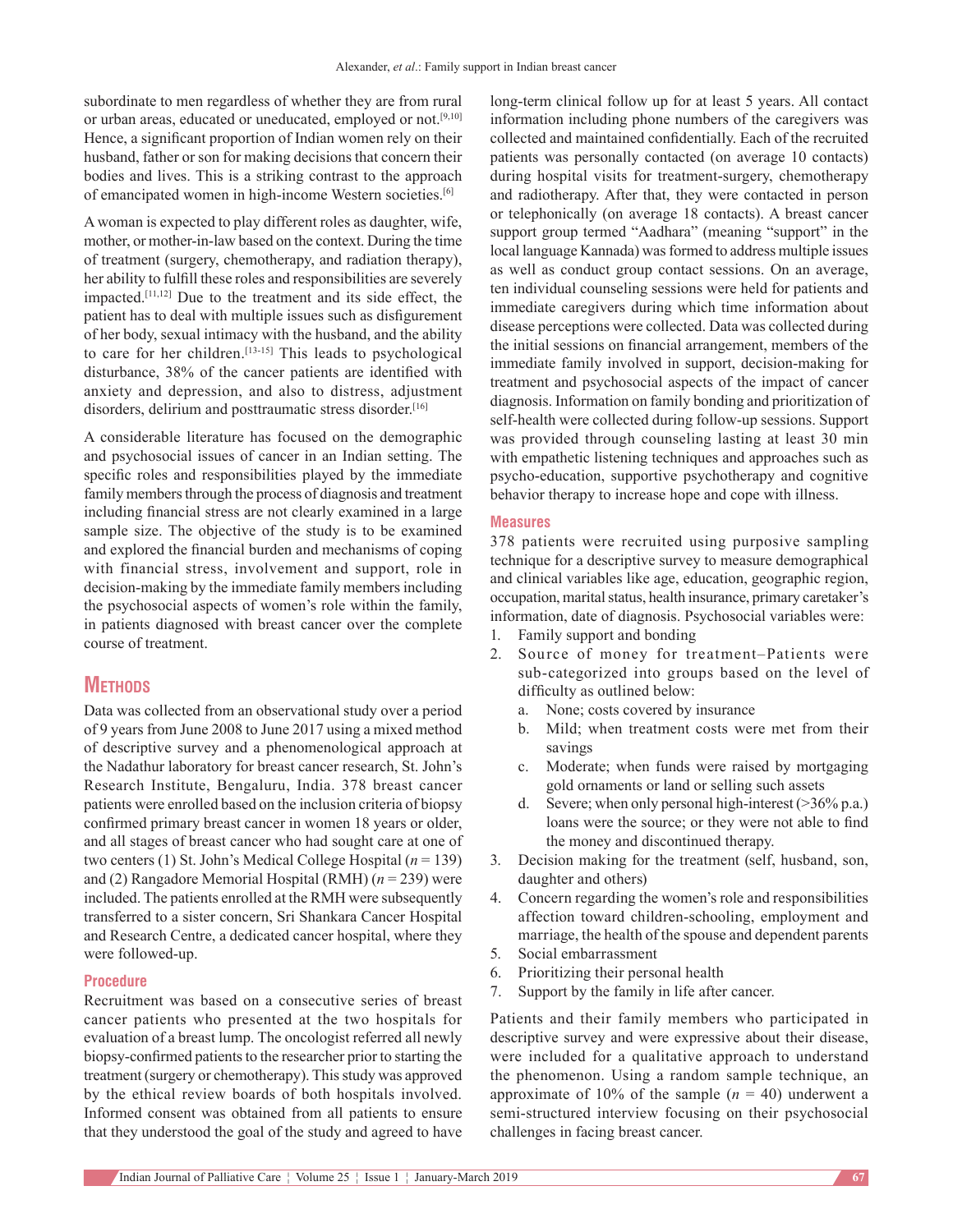subordinate to men regardless of whether they are from rural or urban areas, educated or uneducated, employed or not.[9,10] Hence, a significant proportion of Indian women rely on their husband, father or son for making decisions that concern their bodies and lives. This is a striking contrast to the approach of emancipated women in high-income Western societies.[6]

A woman is expected to play different roles as daughter, wife, mother, or mother-in-law based on the context. During the time of treatment (surgery, chemotherapy, and radiation therapy), her ability to fulfill these roles and responsibilities are severely impacted.[11,12] Due to the treatment and its side effect, the patient has to deal with multiple issues such as disfigurement of her body, sexual intimacy with the husband, and the ability to care for her children.[13-15] This leads to psychological disturbance, 38% of the cancer patients are identified with anxiety and depression, and also to distress, adjustment disorders, delirium and posttraumatic stress disorder.[16]

A considerable literature has focused on the demographic and psychosocial issues of cancer in an Indian setting. The specific roles and responsibilities played by the immediate family members through the process of diagnosis and treatment including financial stress are not clearly examined in a large sample size. The objective of the study is to be examined and explored the financial burden and mechanisms of coping with financial stress, involvement and support, role in decision-making by the immediate family members including the psychosocial aspects of women's role within the family, in patients diagnosed with breast cancer over the complete course of treatment.

## Methods

Data was collected from an observational study over a period of 9 years from June 2008 to June 2017 using a mixed method of descriptive survey and a phenomenological approach at the Nadathur laboratory for breast cancer research, St. John's Research Institute, Bengaluru, India. 378 breast cancer patients were enrolled based on the inclusion criteria of biopsy confirmed primary breast cancer in women 18 years or older, and all stages of breast cancer who had sought care at one of two centers (1) St. John's Medical College Hospital ($n = 139$) and (2) Rangadore Memorial Hospital (RMH) ($n = 239$) were included. The patients enrolled at the RMH were subsequently transferred to a sister concern, Sri Shankara Cancer Hospital and Research Centre, a dedicated cancer hospital, where they were followed-up.

### Procedure

Recruitment was based on a consecutive series of breast cancer patients who presented at the two hospitals for evaluation of a breast lump. The oncologist referred all newly biopsy-confirmed patients to the researcher prior to starting the treatment (surgery or chemotherapy). This study was approved by the ethical review boards of both hospitals involved. Informed consent was obtained from all patients to ensure that they understood the goal of the study and agreed to have long-term clinical follow up for at least 5 years. All contact information including phone numbers of the caregivers was collected and maintained confidentially. Each of the recruited patients was personally contacted (on average 10 contacts) during hospital visits for treatment-surgery, chemotherapy and radiotherapy. After that, they were contacted in person or telephonically (on average 18 contacts). A breast cancer support group termed "Aadhara" (meaning "support" in the local language Kannada) was formed to address multiple issues as well as conduct group contact sessions. On an average, ten individual counseling sessions were held for patients and immediate caregivers during which time information about disease perceptions were collected. Data was collected during the initial sessions on financial arrangement, members of the immediate family involved in support, decision-making for treatment and psychosocial aspects of the impact of cancer diagnosis. Information on family bonding and prioritization of self-health were collected during follow-up sessions. Support was provided through counseling lasting at least 30 min with empathetic listening techniques and approaches such as psycho-education, supportive psychotherapy and cognitive behavior therapy to increase hope and cope with illness.

### Measures

378 patients were recruited using purposive sampling technique for a descriptive survey to measure demographical and clinical variables like age, education, geographic region, occupation, marital status, health insurance, primary caretaker's information, date of diagnosis. Psychosocial variables were:

1. Family support and bonding
2. Source of money for treatment–Patients were sub-categorized into groups based on the level of difficulty as outlined below:
    a. None; costs covered by insurance
    b. Mild; when treatment costs were met from their savings
    c. Moderate; when funds were raised by mortgaging gold ornaments or land or selling such assets
    d. Severe; when only personal high-interest (>36% p.a.) loans were the source; or they were not able to find the money and discontinued therapy.
3. Decision making for the treatment (self, husband, son, daughter and others)
4. Concern regarding the women's role and responsibilities affection toward children-schooling, employment and marriage, the health of the spouse and dependent parents
5. Social embarrassment
6. Prioritizing their personal health
7. Support by the family in life after cancer.

Patients and their family members who participated in descriptive survey and were expressive about their disease, were included for a qualitative approach to understand the phenomenon. Using a random sample technique, an approximate of 10% of the sample ($n = 40$) underwent a semi-structured interview focusing on their psychosocial challenges in facing breast cancer.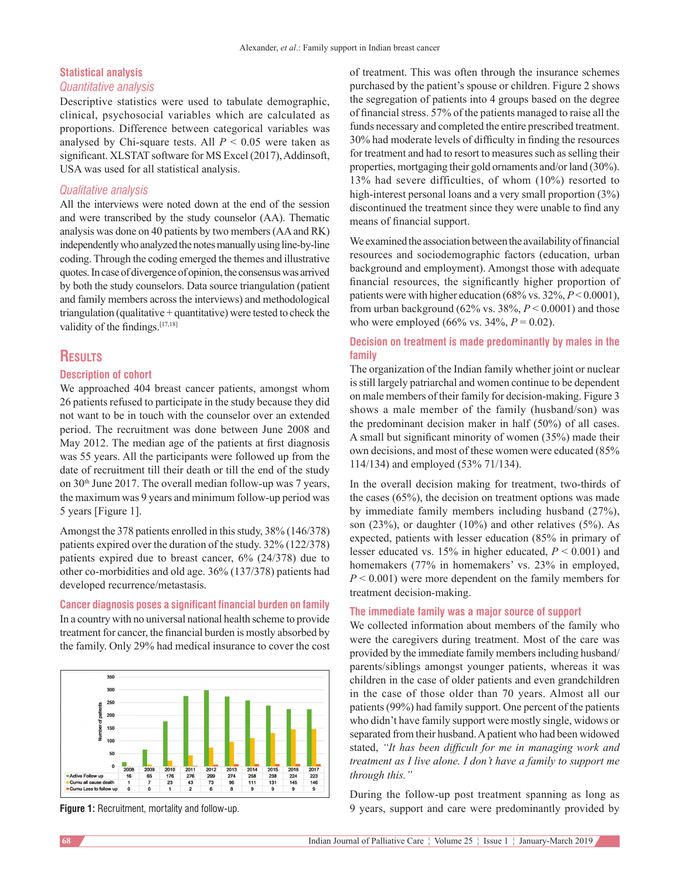### Statistical analysis

#### *Quantitative analysis*

Descriptive statistics were used to tabulate demographic, clinical, psychosocial variables which are calculated as proportions. Difference between categorical variables was analysed by Chi-square tests. All $P < 0.05$ were taken as significant. XLSTAT software for MS Excel (2017), Addinsoft, USA was used for all statistical analysis.

#### *Qualitative analysis*

All the interviews were noted down at the end of the session and were transcribed by the study counselor (AA). Thematic analysis was done on 40 patients by two members (AA and RK) independently who analyzed the notes manually using line-by-line coding. Through the coding emerged the themes and illustrative quotes. In case of divergence of opinion, the consensus was arrived by both the study counselors. Data source triangulation (patient and family members across the interviews) and methodological triangulation (qualitative + quantitative) were tested to check the validity of the findings.[17,18]

## Results

### Description of cohort

We approached 404 breast cancer patients, amongst whom 26 patients refused to participate in the study because they did not want to be in touch with the counselor over an extended period. The recruitment was done between June 2008 and May 2012. The median age of the patients at first diagnosis was 55 years. All the participants were followed up from the date of recruitment till their death or till the end of the study on 30th June 2017. The overall median follow-up was 7 years, the maximum was 9 years and minimum follow-up period was 5 years [Figure 1].

Amongst the 378 patients enrolled in this study, 38% (146/378) patients expired over the duration of the study. 32% (122/378) patients expired due to breast cancer, 6% (24/378) due to other co-morbidities and old age. 36% (137/378) patients had developed recurrence/metastasis.

### Cancer diagnosis poses a significant financial burden on family

In a country with no universal national health scheme to provide treatment for cancer, the financial burden is mostly absorbed by the family. Only 29% had medical insurance to cover the cost of treatment. This was often through the insurance schemes purchased by the patient's spouse or children. Figure 2 shows the segregation of patients into 4 groups based on the degree of financial stress. 57% of the patients managed to raise all the funds necessary and completed the entire prescribed treatment. 30% had moderate levels of difficulty in finding the resources for treatment and had to resort to measures such as selling their properties, mortgaging their gold ornaments and/or land (30%). 13% had severe difficulties, of whom (10%) resorted to high-interest personal loans and a very small proportion (3%) discontinued the treatment since they were unable to find any means of financial support.

|  | 2008 | 2009 | 2010 | 2011 | 2012 | 2013 | 2014 | 2015 | 2016 | 2017 |
|---|---|---|---|---|---|---|---|---|---|---|
| Active Follow up | 16 | 65 | 176 | 276 | 299 | 274 | 258 | 238 | 224 | 223 |
| Cumu all cause death | 1 | 7 | 23 | 43 | 73 | 96 | 111 | 131 | 145 | 146 |
| Cumu Loss to follow up | 0 | 0 | 1 | 2 | 6 | 8 | 9 | 9 | 9 | 9 |

**Figure 1:** Recruitment, mortality and follow-up.

We examined the association between the availability of financial resources and sociodemographic factors (education, urban background and employment). Amongst those with adequate financial resources, the significantly higher proportion of patients were with higher education (68% vs. 32%, $P < 0.0001$), from urban background (62% vs. 38%, $P < 0.0001$) and those who were employed (66% vs. 34%, $P = 0.02$).

### Decision on treatment is made predominantly by males in the family

The organization of the Indian family whether joint or nuclear is still largely patriarchal and women continue to be dependent on male members of their family for decision-making. Figure 3 shows a male member of the family (husband/son) was the predominant decision maker in half (50%) of all cases. A small but significant minority of women (35%) made their own decisions, and most of these women were educated (85% 114/134) and employed (53% 71/134).

In the overall decision making for treatment, two-thirds of the cases (65%), the decision on treatment options was made by immediate family members including husband (27%), son (23%), or daughter (10%) and other relatives (5%). As expected, patients with lesser education (85% in primary of lesser educated vs. 15% in higher educated, $P < 0.001$) and homemakers (77% in homemakers' vs. 23% in employed, $P < 0.001$) were more dependent on the family members for treatment decision-making.

### The immediate family was a major source of support

We collected information about members of the family who were the caregivers during treatment. Most of the care was provided by the immediate family members including husband/parents/siblings amongst younger patients, whereas it was children in the case of older patients and even grandchildren in the case of those older than 70 years. Almost all our patients (99%) had family support. One percent of the patients who didn't have family support were mostly single, widows or separated from their husband. A patient who had been widowed stated, *"It has been difficult for me in managing work and treatment as I live alone. I don't have a family to support me through this."*

During the follow-up post treatment spanning as long as 9 years, support and care were predominantly provided by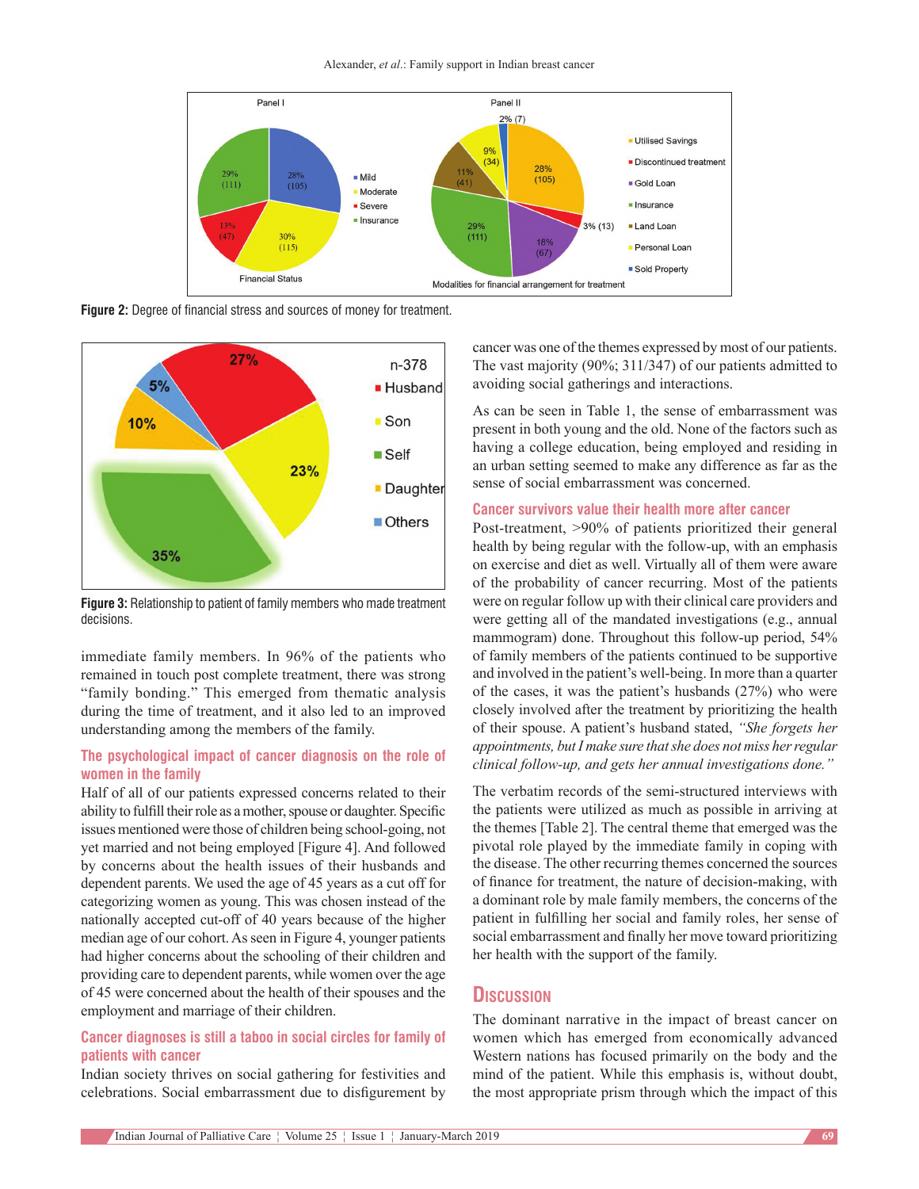Figure 2: Degree of financial stress and sources of money for treatment.

Figure 3: Relationship to patient of family members who made treatment decisions.

immediate family members. In 96% of the patients who remained in touch post complete treatment, there was strong "family bonding." This emerged from thematic analysis during the time of treatment, and it also led to an improved understanding among the members of the family.

### The psychological impact of cancer diagnosis on the role of women in the family

Half of all of our patients expressed concerns related to their ability to fulfill their role as a mother, spouse or daughter. Specific issues mentioned were those of children being school-going, not yet married and not being employed [Figure 4]. And followed by concerns about the health issues of their husbands and dependent parents. We used the age of 45 years as a cut off for categorizing women as young. This was chosen instead of the nationally accepted cut-off of 40 years because of the higher median age of our cohort. As seen in Figure 4, younger patients had higher concerns about the schooling of their children and providing care to dependent parents, while women over the age of 45 were concerned about the health of their spouses and the employment and marriage of their children.

### Cancer diagnoses is still a taboo in social circles for family of patients with cancer

Indian society thrives on social gathering for festivities and celebrations. Social embarrassment due to disfigurement by cancer was one of the themes expressed by most of our patients. The vast majority (90%; 311/347) of our patients admitted to avoiding social gatherings and interactions.

As can be seen in Table 1, the sense of embarrassment was present in both young and the old. None of the factors such as having a college education, being employed and residing in an urban setting seemed to make any difference as far as the sense of social embarrassment was concerned.

### Cancer survivors value their health more after cancer

Post-treatment, >90% of patients prioritized their general health by being regular with the follow-up, with an emphasis on exercise and diet as well. Virtually all of them were aware of the probability of cancer recurring. Most of the patients were on regular follow up with their clinical care providers and were getting all of the mandated investigations (e.g., annual mammogram) done. Throughout this follow-up period, 54% of family members of the patients continued to be supportive and involved in the patient's well-being. In more than a quarter of the cases, it was the patient's husbands (27%) who were closely involved after the treatment by prioritizing the health of their spouse. A patient's husband stated, *"She forgets her appointments, but I make sure that she does not miss her regular clinical follow-up, and gets her annual investigations done."*

The verbatim records of the semi-structured interviews with the patients were utilized as much as possible in arriving at the themes [Table 2]. The central theme that emerged was the pivotal role played by the immediate family in coping with the disease. The other recurring themes concerned the sources of finance for treatment, the nature of decision-making, with a dominant role by male family members, the concerns of the patient in fulfilling her social and family roles, her sense of social embarrassment and finally her move toward prioritizing her health with the support of the family.

## Discussion

The dominant narrative in the impact of breast cancer on women which has emerged from economically advanced Western nations has focused primarily on the body and the mind of the patient. While this emphasis is, without doubt, the most appropriate prism through which the impact of this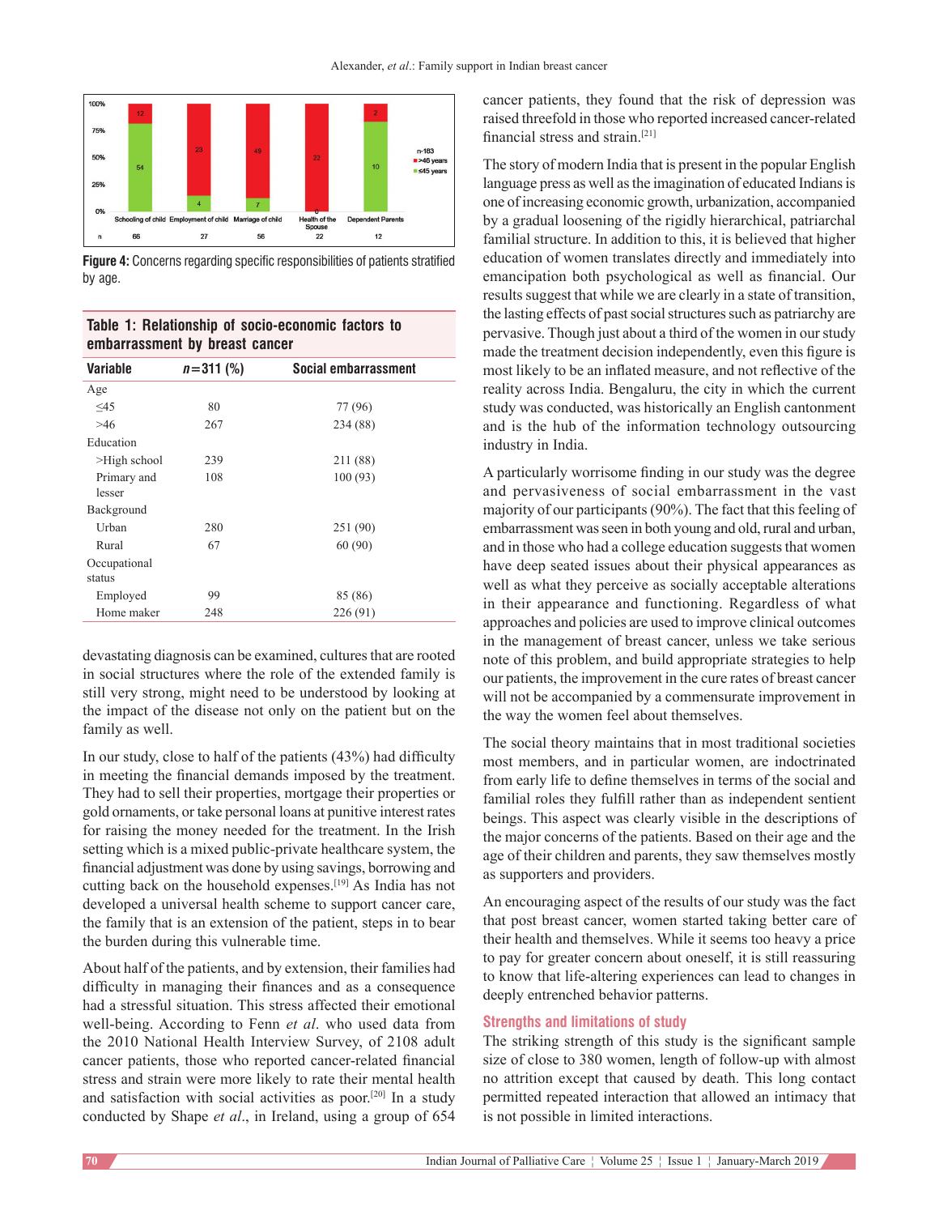Figure 4: Concerns regarding specific responsibilities of patients stratified by age.

**Table 1: Relationship of socio-economic factors to embarrassment by breast cancer**

| Variable | $n$=311 (%) | Social embarrassment |
|---|---|---|
| Age | | |
| ≤45 | 80 | 77 (96) |
| >46 | 267 | 234 (88) |
| Education | | |
| >High school | 239 | 211 (88) |
| Primary and lesser | 108 | 100 (93) |
| Background | | |
| Urban | 280 | 251 (90) |
| Rural | 67 | 60 (90) |
| Occupational status | | |
| Employed | 99 | 85 (86) |
| Home maker | 248 | 226 (91) |

devastating diagnosis can be examined, cultures that are rooted in social structures where the role of the extended family is still very strong, might need to be understood by looking at the impact of the disease not only on the patient but on the family as well.

In our study, close to half of the patients (43%) had difficulty in meeting the financial demands imposed by the treatment. They had to sell their properties, mortgage their properties or gold ornaments, or take personal loans at punitive interest rates for raising the money needed for the treatment. In the Irish setting which is a mixed public-private healthcare system, the financial adjustment was done by using savings, borrowing and cutting back on the household expenses.[19] As India has not developed a universal health scheme to support cancer care, the family that is an extension of the patient, steps in to bear the burden during this vulnerable time.

About half of the patients, and by extension, their families had difficulty in managing their finances and as a consequence had a stressful situation. This stress affected their emotional well-being. According to Fenn *et al*. who used data from the 2010 National Health Interview Survey, of 2108 adult cancer patients, those who reported cancer-related financial stress and strain were more likely to rate their mental health and satisfaction with social activities as poor.[20] In a study conducted by Shape *et al*., in Ireland, using a group of 654 cancer patients, they found that the risk of depression was raised threefold in those who reported increased cancer-related financial stress and strain.[21]

The story of modern India that is present in the popular English language press as well as the imagination of educated Indians is one of increasing economic growth, urbanization, accompanied by a gradual loosening of the rigidly hierarchical, patriarchal familial structure. In addition to this, it is believed that higher education of women translates directly and immediately into emancipation both psychological as well as financial. Our results suggest that while we are clearly in a state of transition, the lasting effects of past social structures such as patriarchy are pervasive. Though just about a third of the women in our study made the treatment decision independently, even this figure is most likely to be an inflated measure, and not reflective of the reality across India. Bengaluru, the city in which the current study was conducted, was historically an English cantonment and is the hub of the information technology outsourcing industry in India.

A particularly worrisome finding in our study was the degree and pervasiveness of social embarrassment in the vast majority of our participants (90%). The fact that this feeling of embarrassment was seen in both young and old, rural and urban, and in those who had a college education suggests that women have deep seated issues about their physical appearances as well as what they perceive as socially acceptable alterations in their appearance and functioning. Regardless of what approaches and policies are used to improve clinical outcomes in the management of breast cancer, unless we take serious note of this problem, and build appropriate strategies to help our patients, the improvement in the cure rates of breast cancer will not be accompanied by a commensurate improvement in the way the women feel about themselves.

The social theory maintains that in most traditional societies most members, and in particular women, are indoctrinated from early life to define themselves in terms of the social and familial roles they fulfill rather than as independent sentient beings. This aspect was clearly visible in the descriptions of the major concerns of the patients. Based on their age and the age of their children and parents, they saw themselves mostly as supporters and providers.

An encouraging aspect of the results of our study was the fact that post breast cancer, women started taking better care of their health and themselves. While it seems too heavy a price to pay for greater concern about oneself, it is still reassuring to know that life-altering experiences can lead to changes in deeply entrenched behavior patterns.

### Strengths and limitations of study

The striking strength of this study is the significant sample size of close to 380 women, length of follow-up with almost no attrition except that caused by death. This long contact permitted repeated interaction that allowed an intimacy that is not possible in limited interactions.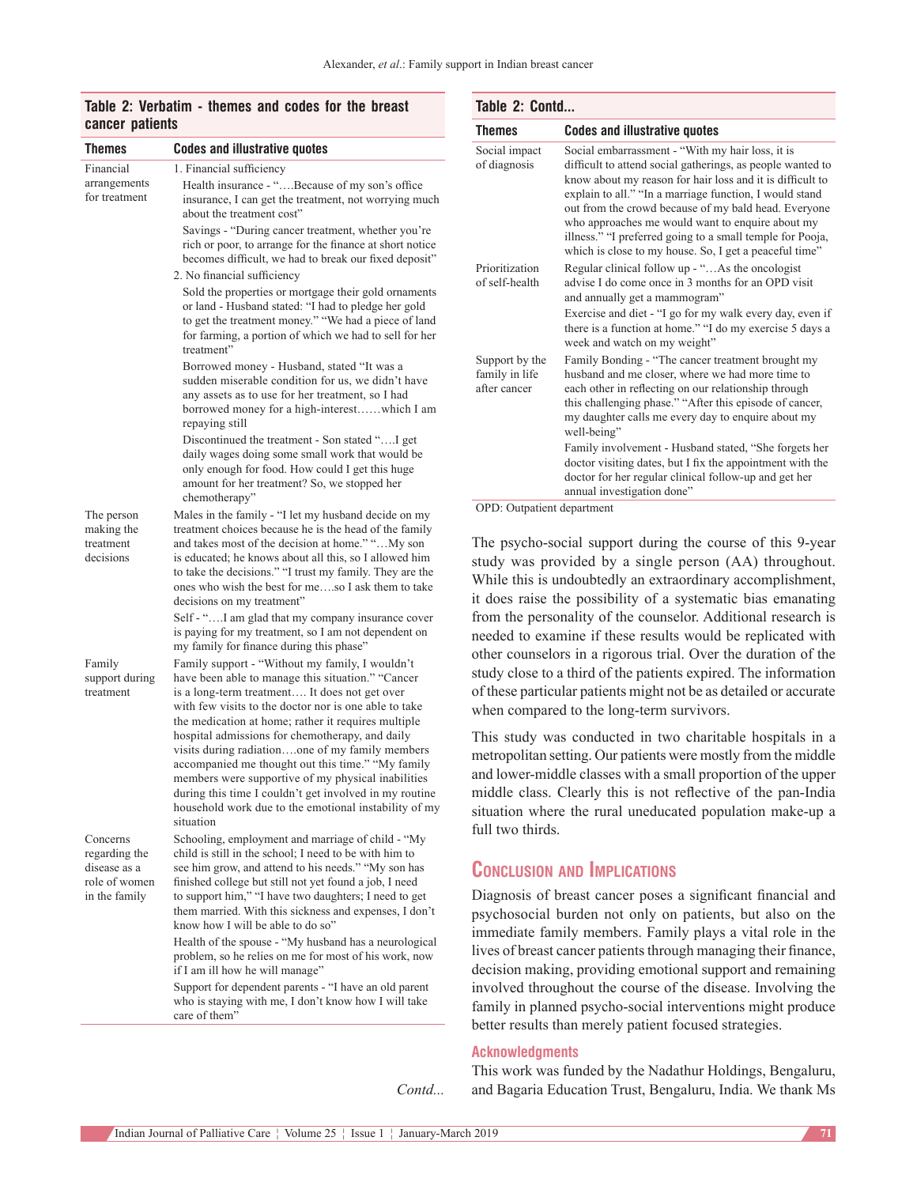**Table 2: Verbatim - themes and codes for the breast cancer patients**

| Themes | Codes and illustrative quotes |
|---|---|
| Financial arrangements for treatment | 1. Financial sufficiency<br>Health insurance - "….Because of my son's office insurance, I can get the treatment, not worrying much about the treatment cost"<br>Savings - "During cancer treatment, whether you're rich or poor, to arrange for the finance at short notice becomes difficult, we had to break our fixed deposit"<br>2. No financial sufficiency<br>Sold the properties or mortgage their gold ornaments or land - Husband stated: "I had to pledge her gold to get the treatment money." "We had a piece of land for farming, a portion of which we had to sell for her treatment"<br>Borrowed money - Husband, stated "It was a sudden miserable condition for us, we didn't have any assets as to use for her treatment, so I had borrowed money for a high-interest……which I am repaying still<br>Discontinued the treatment - Son stated "….I get daily wages doing some small work that would be only enough for food. How could I get this huge amount for her treatment? So, we stopped her chemotherapy" |
| The person making the treatment decisions | Males in the family - "I let my husband decide on my treatment choices because he is the head of the family and takes most of the decision at home." "…My son is educated; he knows about all this, so I allowed him to take the decisions." "I trust my family. They are the ones who wish the best for me….so I ask them to take decisions on my treatment"<br>Self - "….I am glad that my company insurance cover is paying for my treatment, so I am not dependent on my family for finance during this phase" |
| Family support during treatment | Family support - "Without my family, I wouldn't have been able to manage this situation." "Cancer is a long-term treatment…. It does not get over with few visits to the doctor nor is one able to take the medication at home; rather it requires multiple hospital admissions for chemotherapy, and daily visits during radiation….one of my family members accompanied me thought out this time." "My family members were supportive of my physical inabilities during this time I couldn't get involved in my routine household work due to the emotional instability of my situation |
| Concerns regarding the disease as a role of women in the family | Schooling, employment and marriage of child - "My child is still in the school; I need to be with him to see him grow, and attend to his needs." "My son has finished college but still not yet found a job, I need to support him," "I have two daughters; I need to get them married. With this sickness and expenses, I don't know how I will be able to do so"<br>Health of the spouse - "My husband has a neurological problem, so he relies on me for most of his work, now if I am ill how he will manage"<br>Support for dependent parents - "I have an old parent who is staying with me, I don't know how I will take care of them" |
| Social impact of diagnosis | Social embarrassment - "With my hair loss, it is difficult to attend social gatherings, as people wanted to know about my reason for hair loss and it is difficult to explain to all." "In a marriage function, I would stand out from the crowd because of my bald head. Everyone who approaches me would want to enquire about my illness." "I preferred going to a small temple for Pooja, which is close to my house. So, I get a peaceful time" |
| Prioritization of self-health | Regular clinical follow up - "…As the oncologist advise I do come once in 3 months for an OPD visit and annually get a mammogram"<br>Exercise and diet - "I go for my walk every day, even if there is a function at home." "I do my exercise 5 days a week and watch on my weight" |
| Support by the family in life after cancer | Family Bonding - "The cancer treatment brought my husband and me closer, where we had more time to each other in reflecting on our relationship through this challenging phase." "After this episode of cancer, my daughter calls me every day to enquire about my well-being"<br>Family involvement - Husband stated, "She forgets her doctor visiting dates, but I fix the appointment with the doctor for her regular clinical follow-up and get her annual investigation done" |

OPD: Outpatient department

The psycho-social support during the course of this 9-year study was provided by a single person (AA) throughout. While this is undoubtedly an extraordinary accomplishment, it does raise the possibility of a systematic bias emanating from the personality of the counselor. Additional research is needed to examine if these results would be replicated with other counselors in a rigorous trial. Over the duration of the study close to a third of the patients expired. The information of these particular patients might not be as detailed or accurate when compared to the long-term survivors.

This study was conducted in two charitable hospitals in a metropolitan setting. Our patients were mostly from the middle and lower-middle classes with a small proportion of the upper middle class. Clearly this is not reflective of the pan-India situation where the rural uneducated population make-up a full two thirds.

## Conclusion and Implications

Diagnosis of breast cancer poses a significant financial and psychosocial burden not only on patients, but also on the immediate family members. Family plays a vital role in the lives of breast cancer patients through managing their finance, decision making, providing emotional support and remaining involved throughout the course of the disease. Involving the family in planned psycho-social interventions might produce better results than merely patient focused strategies.

### Acknowledgments

This work was funded by the Nadathur Holdings, Bengaluru, and Bagaria Education Trust, Bengaluru, India. We thank Ms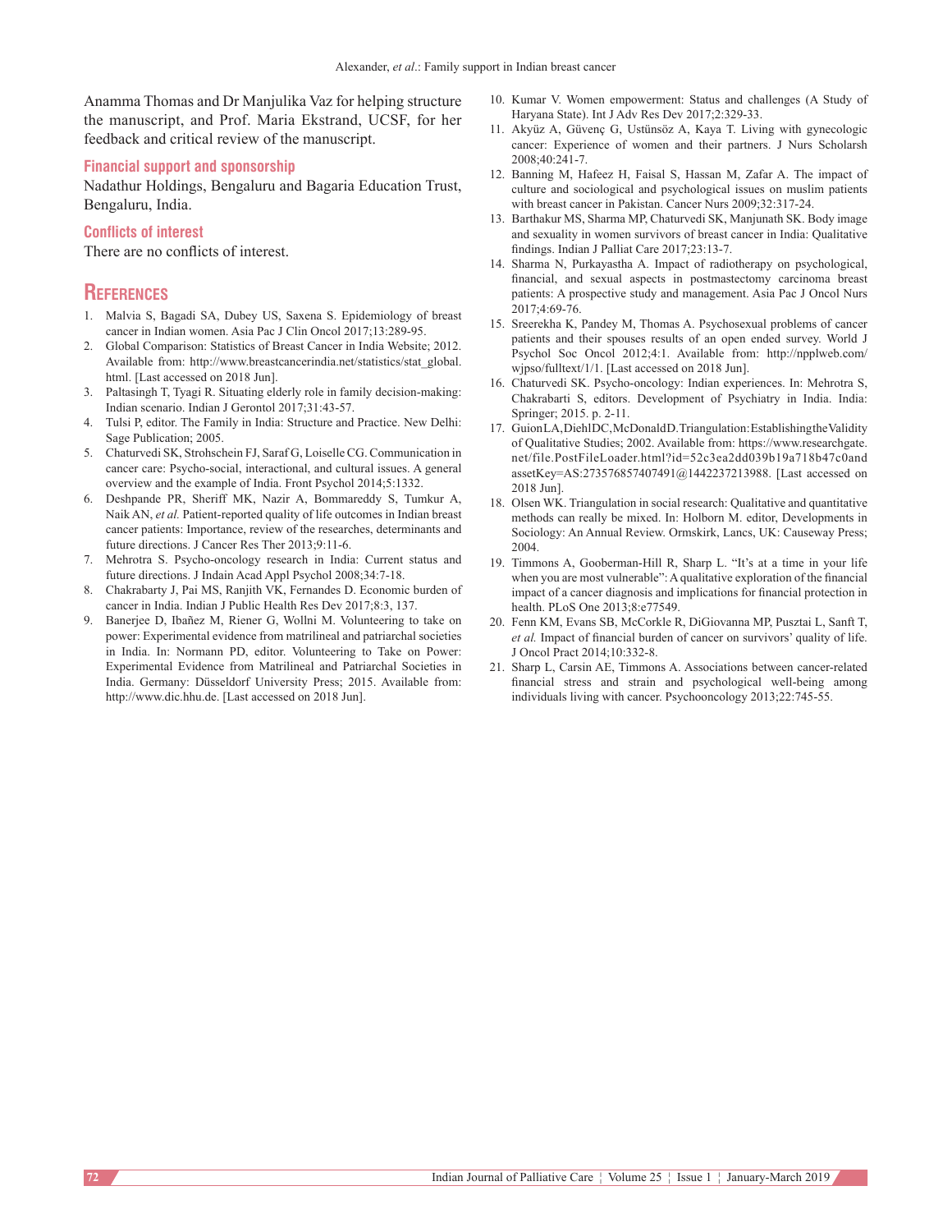Anamma Thomas and Dr Manjulika Vaz for helping structure the manuscript, and Prof. Maria Ekstrand, UCSF, for her feedback and critical review of the manuscript.

### Financial support and sponsorship

Nadathur Holdings, Bengaluru and Bagaria Education Trust, Bengaluru, India.

### Conflicts of interest

There are no conflicts of interest.

## References

1. Malvia S, Bagadi SA, Dubey US, Saxena S. Epidemiology of breast cancer in Indian women. Asia Pac J Clin Oncol 2017;13:289-95.
2. Global Comparison: Statistics of Breast Cancer in India Website; 2012. Available from: http://www.breastcancerindia.net/statistics/stat_global.html. [Last accessed on 2018 Jun].
3. Paltasingh T, Tyagi R. Situating elderly role in family decision-making: Indian scenario. Indian J Gerontol 2017;31:43-57.
4. Tulsi P, editor. The Family in India: Structure and Practice. New Delhi: Sage Publication; 2005.
5. Chaturvedi SK, Strohschein FJ, Saraf G, Loiselle CG. Communication in cancer care: Psycho-social, interactional, and cultural issues. A general overview and the example of India. Front Psychol 2014;5:1332.
6. Deshpande PR, Sheriff MK, Nazir A, Bommareddy S, Tumkur A, Naik AN, *et al.* Patient-reported quality of life outcomes in Indian breast cancer patients: Importance, review of the researches, determinants and future directions. J Cancer Res Ther 2013;9:11-6.
7. Mehrotra S. Psycho-oncology research in India: Current status and future directions. J Indain Acad Appl Psychol 2008;34:7-18.
8. Chakrabarty J, Pai MS, Ranjith VK, Fernandes D. Economic burden of cancer in India. Indian J Public Health Res Dev 2017;8:3, 137.
9. Banerjee D, Ibañez M, Riener G, Wollni M. Volunteering to take on power: Experimental evidence from matrilineal and patriarchal societies in India. In: Normann PD, editor. Volunteering to Take on Power: Experimental Evidence from Matrilineal and Patriarchal Societies in India. Germany: Düsseldorf University Press; 2015. Available from: http://www.dic.hhu.de. [Last accessed on 2018 Jun].
10. Kumar V. Women empowerment: Status and challenges (A Study of Haryana State). Int J Adv Res Dev 2017;2:329-33.
11. Akyüz A, Güvenç G, Ustünsöz A, Kaya T. Living with gynecologic cancer: Experience of women and their partners. J Nurs Scholarsh 2008;40:241-7.
12. Banning M, Hafeez H, Faisal S, Hassan M, Zafar A. The impact of culture and sociological and psychological issues on muslim patients with breast cancer in Pakistan. Cancer Nurs 2009;32:317-24.
13. Barthakur MS, Sharma MP, Chaturvedi SK, Manjunath SK. Body image and sexuality in women survivors of breast cancer in India: Qualitative findings. Indian J Palliat Care 2017;23:13-7.
14. Sharma N, Purkayastha A. Impact of radiotherapy on psychological, financial, and sexual aspects in postmastectomy carcinoma breast patients: A prospective study and management. Asia Pac J Oncol Nurs 2017;4:69-76.
15. Sreerekha K, Pandey M, Thomas A. Psychosexual problems of cancer patients and their spouses results of an open ended survey. World J Psychol Soc Oncol 2012;4:1. Available from: http://npplweb.com/wjpso/fulltext/1/1. [Last accessed on 2018 Jun].
16. Chaturvedi SK. Psycho-oncology: Indian experiences. In: Mehrotra S, Chakrabarti S, editors. Development of Psychiatry in India. India: Springer; 2015. p. 2-11.
17. GuionLA, DiehlDC, McDonaldD. Triangulation: Establishing the Validity of Qualitative Studies; 2002. Available from: https://www.researchgate.net/file.PostFileLoader.html?id=52c3ea2dd039b19a718b47c0and assetKey=AS:273576857407491@1442237213988. [Last accessed on 2018 Jun].
18. Olsen WK. Triangulation in social research: Qualitative and quantitative methods can really be mixed. In: Holborn M. editor, Developments in Sociology: An Annual Review. Ormskirk, Lancs, UK: Causeway Press; 2004.
19. Timmons A, Gooberman-Hill R, Sharp L. "It's at a time in your life when you are most vulnerable": A qualitative exploration of the financial impact of a cancer diagnosis and implications for financial protection in health. PLoS One 2013;8:e77549.
20. Fenn KM, Evans SB, McCorkle R, DiGiovanna MP, Pusztai L, Sanft T, *et al.* Impact of financial burden of cancer on survivors' quality of life. J Oncol Pract 2014;10:332-8.
21. Sharp L, Carsin AE, Timmons A. Associations between cancer-related financial stress and strain and psychological well-being among individuals living with cancer. Psychooncology 2013;22:745-55.